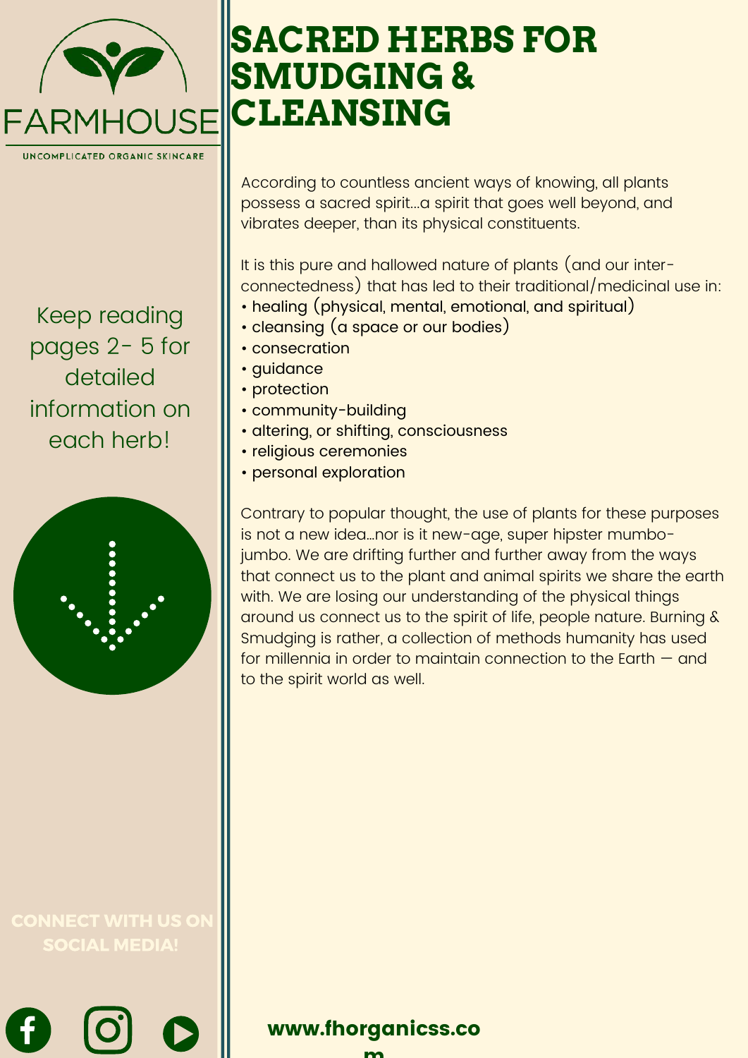FARMHOUSE

UNCOMPLICATED ORGANIC SKINCARE

# SACRED HERBS FOR SMUDGING & CLEANSING

Keep reading pages 2- 5 for detailed information on each herb!

According to countless ancient ways of knowing, all plants possess a sacred spirit...a spirit that goes well beyond, and vibrates deeper, than its physical constituents.

It is this pure and hallowed nature of plants (and our inter-connectedness) that has led to their traditional/medicinal use in:

- healing (physical, mental, emotional, and spiritual)
- cleansing (a space or our bodies)
- consecration
- guidance
- protection
- community-building
- altering, or shifting, consciousness
- religious ceremonies
- personal exploration

Contrary to popular thought, the use of plants for these purposes is not a new idea...nor is it new-age, super hipster mumbo-jumbo. We are drifting further and further away from the ways that connect us to the plant and animal spirits we share the earth with. We are losing our understanding of the physical things around us connect us to the spirit of life, people nature. Burning & Smudging is rather, a collection of methods humanity has used for millennia in order to maintain connection to the Earth — and to the spirit world as well.

CONNECT WITH US ON SOCIAL MEDIA!

**www.fhorganicss.com**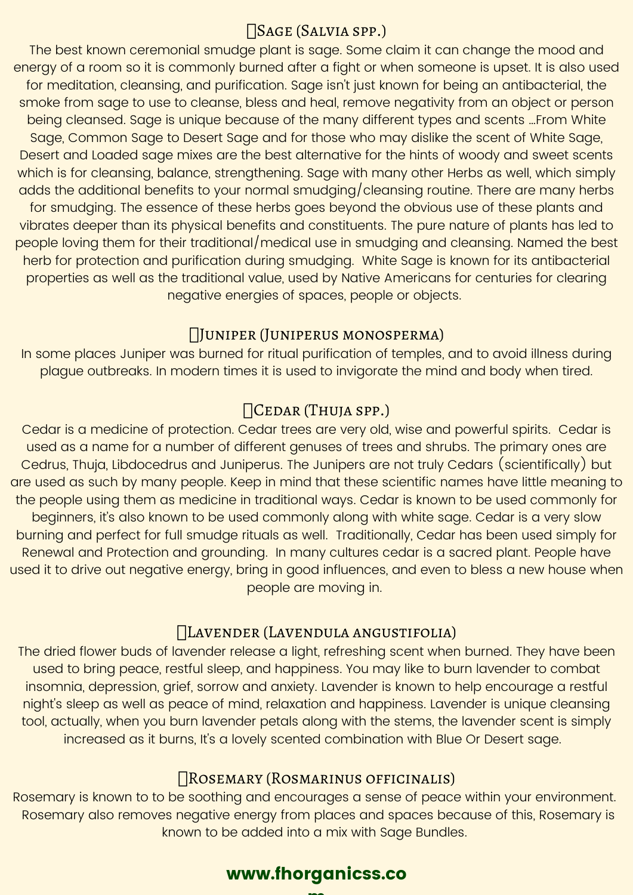## Sage (Salvia spp.)

The best known ceremonial smudge plant is sage. Some claim it can change the mood and energy of a room so it is commonly burned after a fight or when someone is upset. It is also used for meditation, cleansing, and purification. Sage isn't just known for being an antibacterial, the smoke from sage to use to cleanse, bless and heal, remove negativity from an object or person being cleansed. Sage is unique because of the many different types and scents …From White Sage, Common Sage to Desert Sage and for those who may dislike the scent of White Sage, Desert and Loaded sage mixes are the best alternative for the hints of woody and sweet scents which is for cleansing, balance, strengthening. Sage with many other Herbs as well, which simply adds the additional benefits to your normal smudging/cleansing routine. There are many herbs for smudging. The essence of these herbs goes beyond the obvious use of these plants and vibrates deeper than its physical benefits and constituents. The pure nature of plants has led to people loving them for their traditional/medical use in smudging and cleansing. Named the best herb for protection and purification during smudging. White Sage is known for its antibacterial properties as well as the traditional value, used by Native Americans for centuries for clearing negative energies of spaces, people or objects.

## Juniper (Juniperus monosperma)

In some places Juniper was burned for ritual purification of temples, and to avoid illness during plague outbreaks. In modern times it is used to invigorate the mind and body when tired.

## Cedar (Thuja spp.)

Cedar is a medicine of protection. Cedar trees are very old, wise and powerful spirits. Cedar is used as a name for a number of different genuses of trees and shrubs. The primary ones are Cedrus, Thuja, Libdocedrus and Juniperus. The Junipers are not truly Cedars (scientifically) but are used as such by many people. Keep in mind that these scientific names have little meaning to the people using them as medicine in traditional ways. Cedar is known to be used commonly for beginners, it's also known to be used commonly along with white sage. Cedar is a very slow burning and perfect for full smudge rituals as well. Traditionally, Cedar has been used simply for Renewal and Protection and grounding. In many cultures cedar is a sacred plant. People have used it to drive out negative energy, bring in good influences, and even to bless a new house when people are moving in.

## Lavender (Lavendula angustifolia)

The dried flower buds of lavender release a light, refreshing scent when burned. They have been used to bring peace, restful sleep, and happiness. You may like to burn lavender to combat insomnia, depression, grief, sorrow and anxiety. Lavender is known to help encourage a restful night's sleep as well as peace of mind, relaxation and happiness. Lavender is unique cleansing tool, actually, when you burn lavender petals along with the stems, the lavender scent is simply increased as it burns, It's a lovely scented combination with Blue Or Desert sage.

## Rosemary (Rosmarinus officinalis)

Rosemary is known to to be soothing and encourages a sense of peace within your environment. Rosemary also removes negative energy from places and spaces because of this, Rosemary is known to be added into a mix with Sage Bundles.

**www.fhorganicss.com**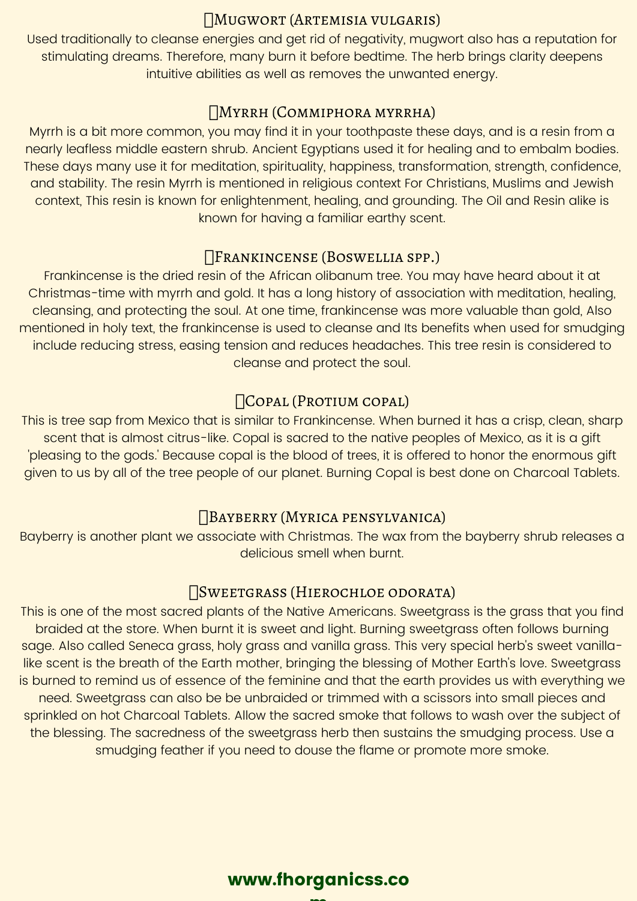## Mugwort (Artemisia vulgaris)

Used traditionally to cleanse energies and get rid of negativity, mugwort also has a reputation for stimulating dreams. Therefore, many burn it before bedtime. The herb brings clarity deepens intuitive abilities as well as removes the unwanted energy.

## Myrrh (Commiphora myrrha)

Myrrh is a bit more common, you may find it in your toothpaste these days, and is a resin from a nearly leafless middle eastern shrub. Ancient Egyptians used it for healing and to embalm bodies. These days many use it for meditation, spirituality, happiness, transformation, strength, confidence, and stability. The resin Myrrh is mentioned in religious context For Christians, Muslims and Jewish context, This resin is known for enlightenment, healing, and grounding. The Oil and Resin alike is known for having a familiar earthy scent.

## Frankincense (Boswellia spp.)

Frankincense is the dried resin of the African olibanum tree. You may have heard about it at Christmas-time with myrrh and gold. It has a long history of association with meditation, healing, cleansing, and protecting the soul. At one time, frankincense was more valuable than gold, Also mentioned in holy text, the frankincense is used to cleanse and Its benefits when used for smudging include reducing stress, easing tension and reduces headaches. This tree resin is considered to cleanse and protect the soul.

## Copal (Protium copal)

This is tree sap from Mexico that is similar to Frankincense. When burned it has a crisp, clean, sharp scent that is almost citrus-like. Copal is sacred to the native peoples of Mexico, as it is a gift 'pleasing to the gods.' Because copal is the blood of trees, it is offered to honor the enormous gift given to us by all of the tree people of our planet. Burning Copal is best done on Charcoal Tablets.

## Bayberry (Myrica pensylvanica)

Bayberry is another plant we associate with Christmas. The wax from the bayberry shrub releases a delicious smell when burnt.

## Sweetgrass (Hierochloe odorata)

This is one of the most sacred plants of the Native Americans. Sweetgrass is the grass that you find braided at the store. When burnt it is sweet and light. Burning sweetgrass often follows burning sage. Also called Seneca grass, holy grass and vanilla grass. This very special herb's sweet vanilla-like scent is the breath of the Earth mother, bringing the blessing of Mother Earth's love. Sweetgrass is burned to remind us of essence of the feminine and that the earth provides us with everything we need. Sweetgrass can also be be unbraided or trimmed with a scissors into small pieces and sprinkled on hot Charcoal Tablets. Allow the sacred smoke that follows to wash over the subject of the blessing. The sacredness of the sweetgrass herb then sustains the smudging process. Use a smudging feather if you need to douse the flame or promote more smoke.

**www.fhorganicss.com**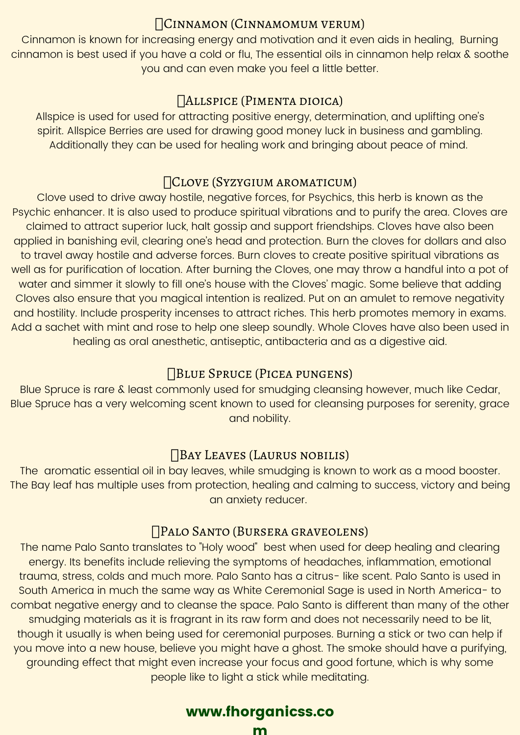## Cinnamon (Cinnamomum verum)

Cinnamon is known for increasing energy and motivation and it even aids in healing,  Burning cinnamon is best used if you have a cold or flu, The essential oils in cinnamon help relax & soothe you and can even make you feel a little better.

## Allspice (Pimenta dioica)

Allspice is used for used for attracting positive energy, determination, and uplifting one's spirit. Allspice Berries are used for drawing good money luck in business and gambling. Additionally they can be used for healing work and bringing about peace of mind.

## Clove (Syzygium aromaticum)

Clove used to drive away hostile, negative forces, for Psychics, this herb is known as the Psychic enhancer. It is also used to produce spiritual vibrations and to purify the area. Cloves are claimed to attract superior luck, halt gossip and support friendships. Cloves have also been applied in banishing evil, clearing one's head and protection. Burn the cloves for dollars and also to travel away hostile and adverse forces. Burn cloves to create positive spiritual vibrations as well as for purification of location. After burning the Cloves, one may throw a handful into a pot of water and simmer it slowly to fill one's house with the Cloves' magic. Some believe that adding Cloves also ensure that you magical intention is realized. Put on an amulet to remove negativity and hostility. Include prosperity incenses to attract riches. This herb promotes memory in exams. Add a sachet with mint and rose to help one sleep soundly. Whole Cloves have also been used in healing as oral anesthetic, antiseptic, antibacteria and as a digestive aid.

## Blue Spruce (Picea pungens)

Blue Spruce is rare & least commonly used for smudging cleansing however, much like Cedar, Blue Spruce has a very welcoming scent known to used for cleansing purposes for serenity, grace and nobility.

## Bay Leaves (Laurus nobilis)

The  aromatic essential oil in bay leaves, while smudging is known to work as a mood booster. The Bay leaf has multiple uses from protection, healing and calming to success, victory and being an anxiety reducer.

## Palo Santo (Bursera graveolens)

The name Palo Santo translates to "Holy wood"  best when used for deep healing and clearing energy. Its benefits include relieving the symptoms of headaches, inflammation, emotional trauma, stress, colds and much more. Palo Santo has a citrus- like scent. Palo Santo is used in South America in much the same way as White Ceremonial Sage is used in North America- to combat negative energy and to cleanse the space. Palo Santo is different than many of the other smudging materials as it is fragrant in its raw form and does not necessarily need to be lit, though it usually is when being used for ceremonial purposes. Burning a stick or two can help if you move into a new house, believe you might have a ghost. The smoke should have a purifying, grounding effect that might even increase your focus and good fortune, which is why some people like to light a stick while meditating.

**www.fhorganicss.com**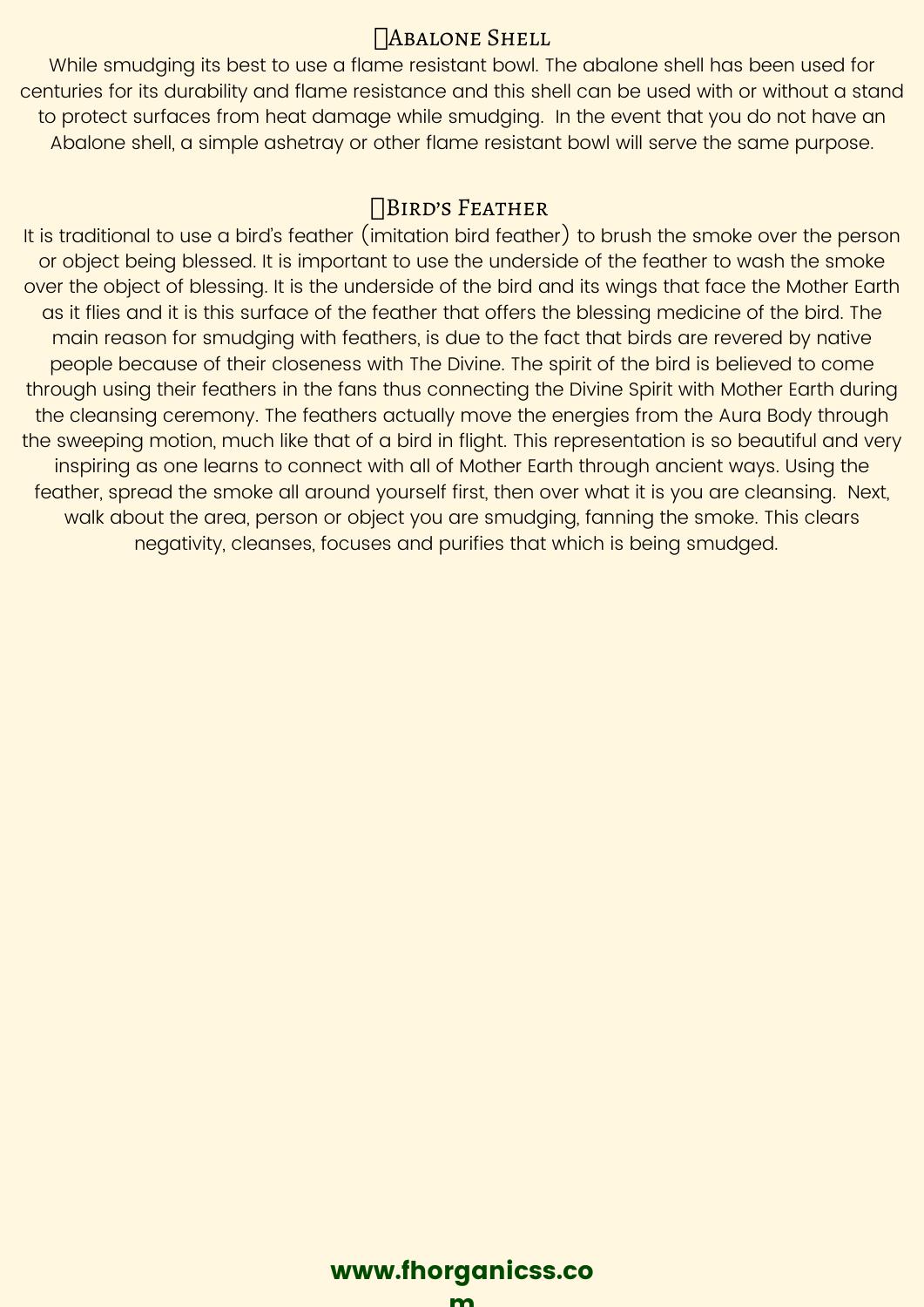## Abalone Shell

While smudging its best to use a flame resistant bowl. The abalone shell has been used for centuries for its durability and flame resistance and this shell can be used with or without a stand to protect surfaces from heat damage while smudging. In the event that you do not have an Abalone shell, a simple ashetray or other flame resistant bowl will serve the same purpose.

## Bird's Feather

It is traditional to use a bird's feather (imitation bird feather) to brush the smoke over the person or object being blessed. It is important to use the underside of the feather to wash the smoke over the object of blessing. It is the underside of the bird and its wings that face the Mother Earth as it flies and it is this surface of the feather that offers the blessing medicine of the bird. The main reason for smudging with feathers, is due to the fact that birds are revered by native people because of their closeness with The Divine. The spirit of the bird is believed to come through using their feathers in the fans thus connecting the Divine Spirit with Mother Earth during the cleansing ceremony. The feathers actually move the energies from the Aura Body through the sweeping motion, much like that of a bird in flight. This representation is so beautiful and very inspiring as one learns to connect with all of Mother Earth through ancient ways. Using the feather, spread the smoke all around yourself first, then over what it is you are cleansing. Next, walk about the area, person or object you are smudging, fanning the smoke. This clears negativity, cleanses, focuses and purifies that which is being smudged.

**www.fhorganicss.com**